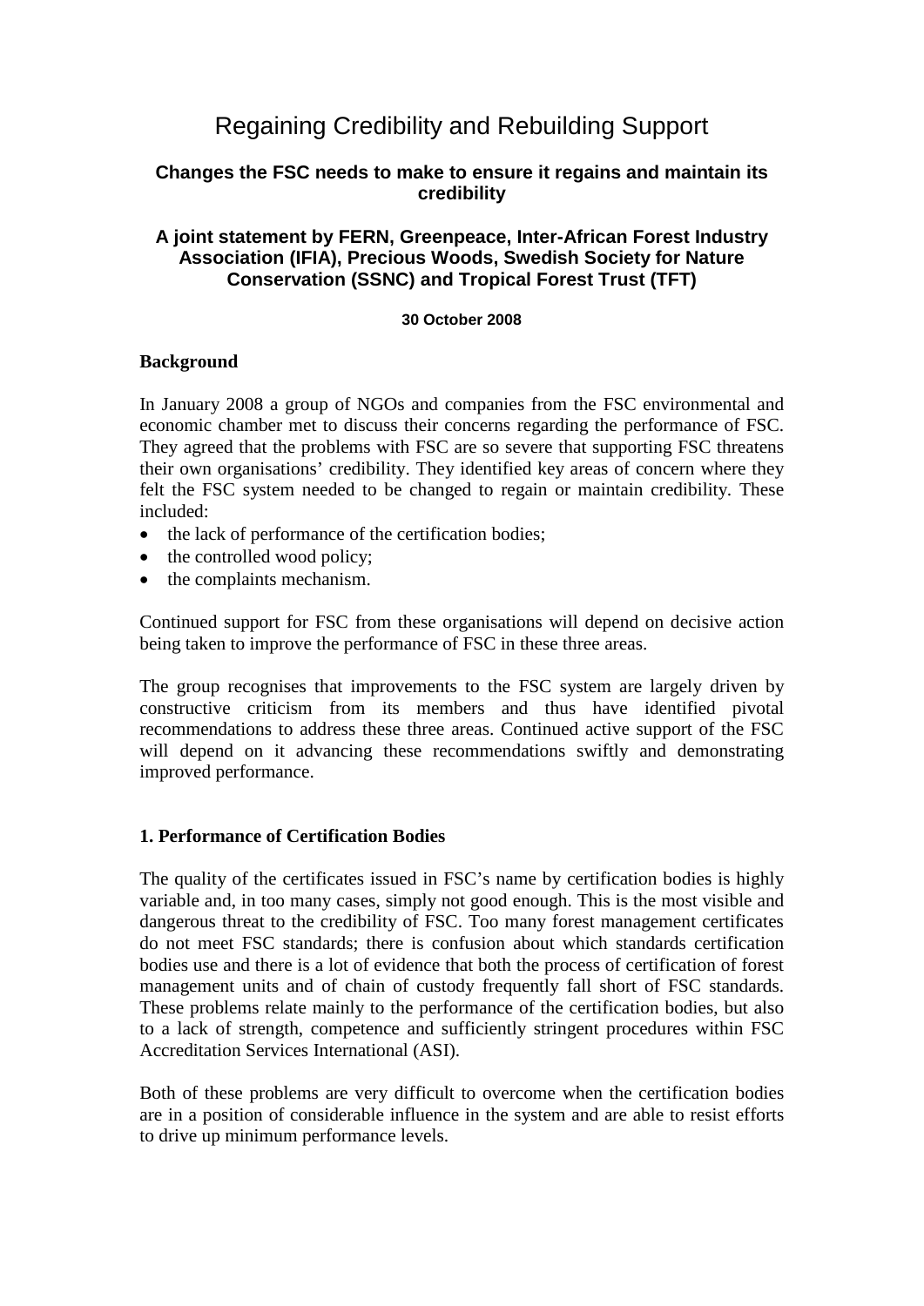# Regaining Credibility and Rebuilding Support

## Changes the FSC needs to make to ensure it regains and maintain its credibility

### A joint statement by FERN, Greenpeace, Inter-African Forest Industry Association (IFIA), Precious Woods, Swedish Society for Nature Conservation (SSNC) and Tropical Forest Trust (TFT)

**30 October 2008**

## Background

In January 2008 a group of NGOs and companies from the FSC environmental and economic chamber met to discuss their concerns regarding the performance of FSC. They agreed that the problems with FSC are so severe that supporting FSC threatens their own organisations' credibility. They identified key areas of concern where they felt the FSC system needed to be changed to regain or maintain credibility. These included:

- the lack of performance of the certification bodies;
- the controlled wood policy;
- the complaints mechanism.

Continued support for FSC from these organisations will depend on decisive action being taken to improve the performance of FSC in these three areas.

The group recognises that improvements to the FSC system are largely driven by constructive criticism from its members and thus have identified pivotal recommendations to address these three areas. Continued active support of the FSC will depend on it advancing these recommendations swiftly and demonstrating improved performance.

## 1. Performance of Certification Bodies

The quality of the certificates issued in FSC's name by certification bodies is highly variable and, in too many cases, simply not good enough. This is the most visible and dangerous threat to the credibility of FSC. Too many forest management certificates do not meet FSC standards; there is confusion about which standards certification bodies use and there is a lot of evidence that both the process of certification of forest management units and of chain of custody frequently fall short of FSC standards. These problems relate mainly to the performance of the certification bodies, but also to a lack of strength, competence and sufficiently stringent procedures within FSC Accreditation Services International (ASI).

Both of these problems are very difficult to overcome when the certification bodies are in a position of considerable influence in the system and are able to resist efforts to drive up minimum performance levels.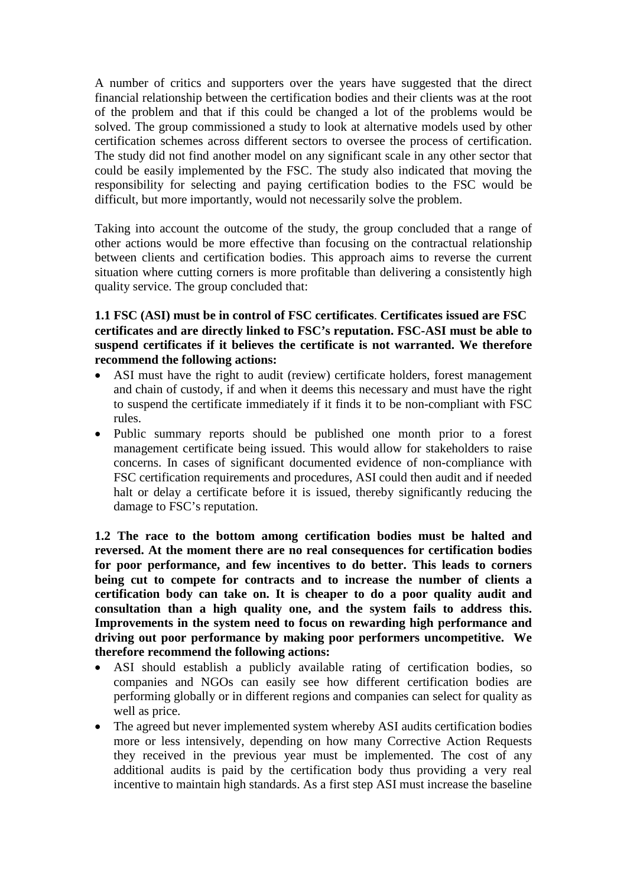A number of critics and supporters over the years have suggested that the direct financial relationship between the certification bodies and their clients was at the root of the problem and that if this could be changed a lot of the problems would be solved. The group commissioned a study to look at alternative models used by other certification schemes across different sectors to oversee the process of certification. The study did not find another model on any significant scale in any other sector that could be easily implemented by the FSC. The study also indicated that moving the responsibility for selecting and paying certification bodies to the FSC would be difficult, but more importantly, would not necessarily solve the problem.

Taking into account the outcome of the study, the group concluded that a range of other actions would be more effective than focusing on the contractual relationship between clients and certification bodies. This approach aims to reverse the current situation where cutting corners is more profitable than delivering a consistently high quality service. The group concluded that:

**1.1 FSC (ASI) must be in control of FSC certificates. Certificates issued are FSC certificates and are directly linked to FSC's reputation. FSC-ASI must be able to suspend certificates if it believes the certificate is not warranted. We therefore recommend the following actions:**

- ASI must have the right to audit (review) certificate holders, forest management and chain of custody, if and when it deems this necessary and must have the right to suspend the certificate immediately if it finds it to be non-compliant with FSC rules.
- Public summary reports should be published one month prior to a forest management certificate being issued. This would allow for stakeholders to raise concerns. In cases of significant documented evidence of non-compliance with FSC certification requirements and procedures, ASI could then audit and if needed halt or delay a certificate before it is issued, thereby significantly reducing the damage to FSC's reputation.

**1.2 The race to the bottom among certification bodies must be halted and reversed. At the moment there are no real consequences for certification bodies for poor performance, and few incentives to do better. This leads to corners being cut to compete for contracts and to increase the number of clients a certification body can take on. It is cheaper to do a poor quality audit and consultation than a high quality one, and the system fails to address this. Improvements in the system need to focus on rewarding high performance and driving out poor performance by making poor performers uncompetitive. We therefore recommend the following actions:**

- ASI should establish a publicly available rating of certification bodies, so companies and NGOs can easily see how different certification bodies are performing globally or in different regions and companies can select for quality as well as price.
- The agreed but never implemented system whereby ASI audits certification bodies more or less intensively, depending on how many Corrective Action Requests they received in the previous year must be implemented. The cost of any additional audits is paid by the certification body thus providing a very real incentive to maintain high standards. As a first step ASI must increase the baseline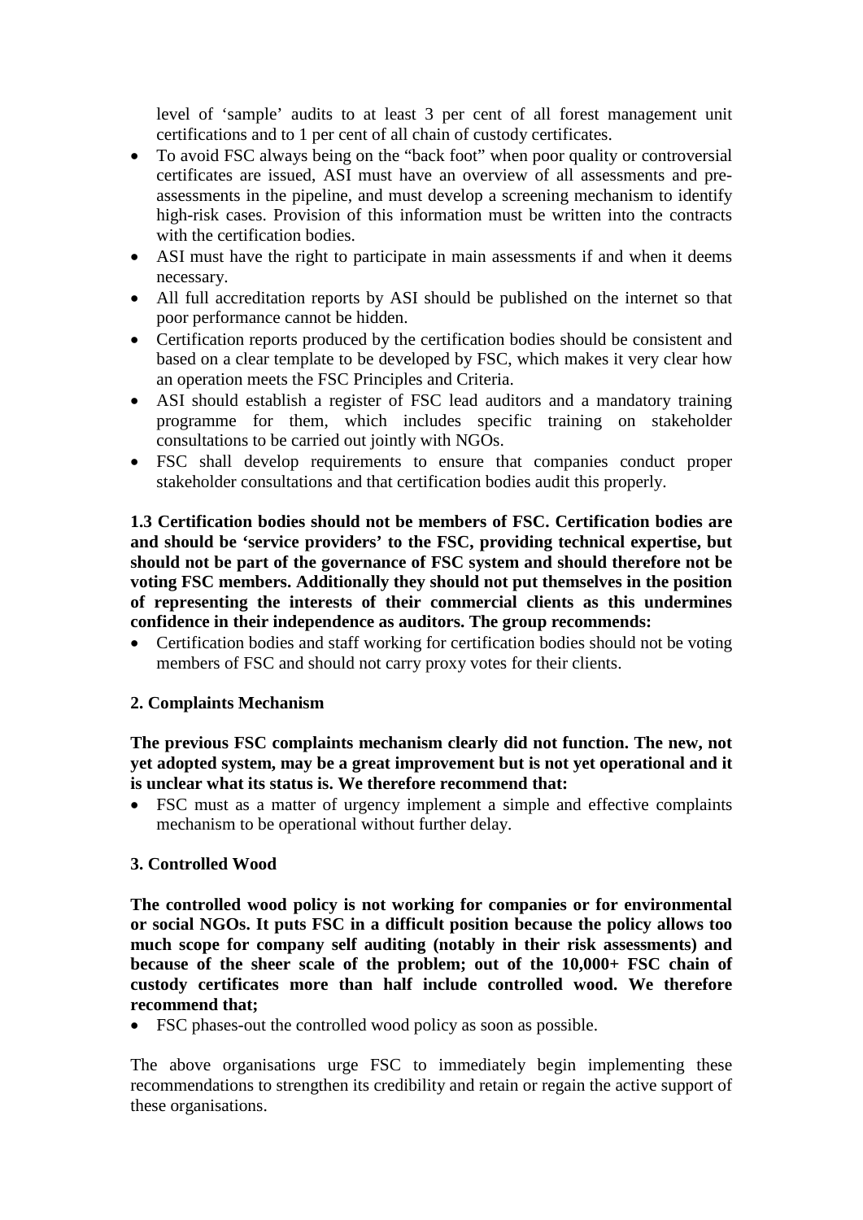level of 'sample' audits to at least 3 per cent of all forest management unit certifications and to 1 per cent of all chain of custody certificates.

- To avoid FSC always being on the "back foot" when poor quality or controversial certificates are issued, ASI must have an overview of all assessments and pre-assessments in the pipeline, and must develop a screening mechanism to identify high-risk cases. Provision of this information must be written into the contracts with the certification bodies.
- ASI must have the right to participate in main assessments if and when it deems necessary.
- All full accreditation reports by ASI should be published on the internet so that poor performance cannot be hidden.
- Certification reports produced by the certification bodies should be consistent and based on a clear template to be developed by FSC, which makes it very clear how an operation meets the FSC Principles and Criteria.
- ASI should establish a register of FSC lead auditors and a mandatory training programme for them, which includes specific training on stakeholder consultations to be carried out jointly with NGOs.
- FSC shall develop requirements to ensure that companies conduct proper stakeholder consultations and that certification bodies audit this properly.

**1.3 Certification bodies should not be members of FSC. Certification bodies are and should be 'service providers' to the FSC, providing technical expertise, but should not be part of the governance of FSC system and should therefore not be voting FSC members. Additionally they should not put themselves in the position of representing the interests of their commercial clients as this undermines confidence in their independence as auditors. The group recommends:**

- Certification bodies and staff working for certification bodies should not be voting members of FSC and should not carry proxy votes for their clients.

**2. Complaints Mechanism**

**The previous FSC complaints mechanism clearly did not function. The new, not yet adopted system, may be a great improvement but is not yet operational and it is unclear what its status is. We therefore recommend that:**

- FSC must as a matter of urgency implement a simple and effective complaints mechanism to be operational without further delay.

**3. Controlled Wood**

**The controlled wood policy is not working for companies or for environmental or social NGOs. It puts FSC in a difficult position because the policy allows too much scope for company self auditing (notably in their risk assessments) and because of the sheer scale of the problem; out of the 10,000+ FSC chain of custody certificates more than half include controlled wood. We therefore recommend that;**

- FSC phases-out the controlled wood policy as soon as possible.

The above organisations urge FSC to immediately begin implementing these recommendations to strengthen its credibility and retain or regain the active support of these organisations.